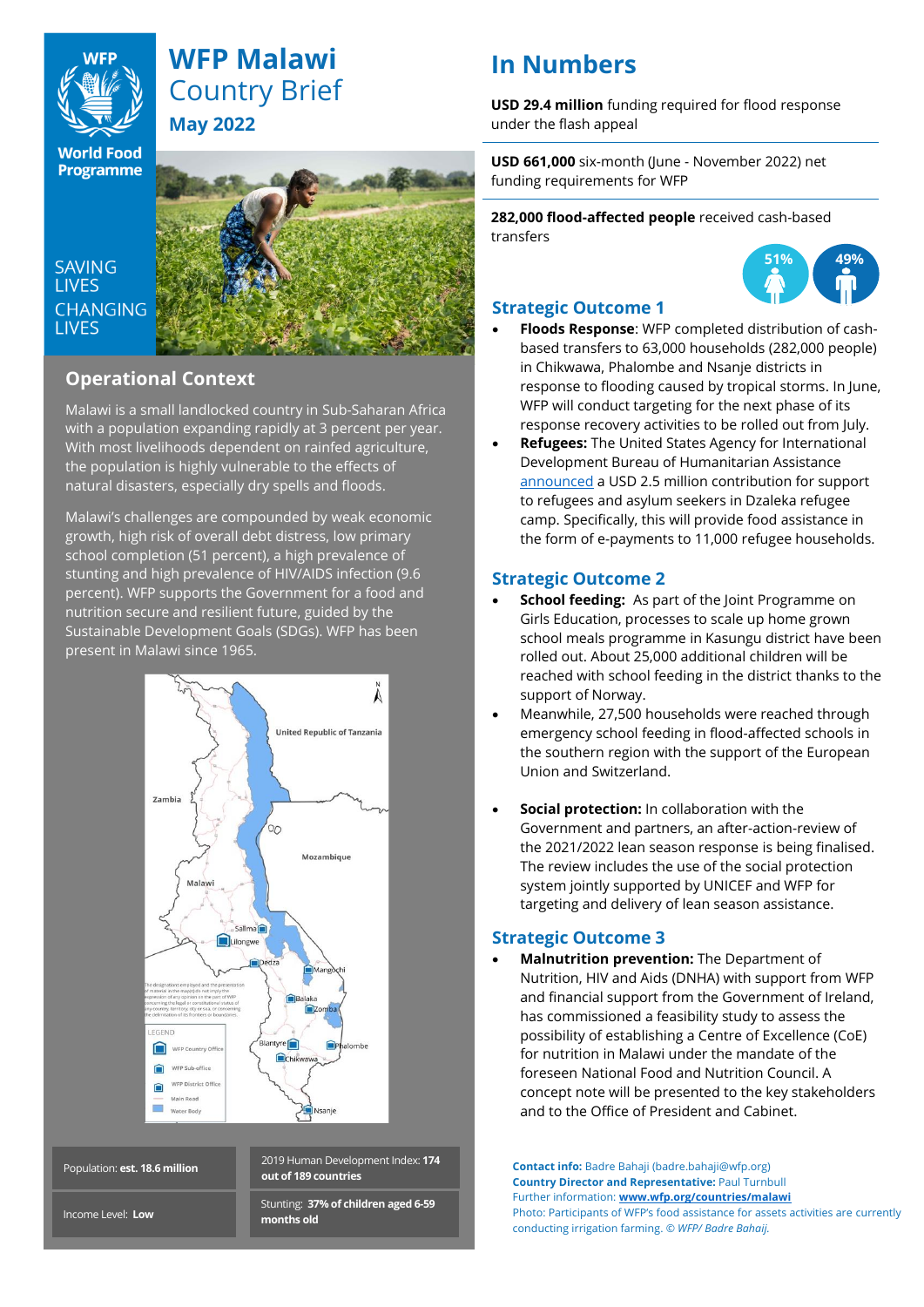# WFP Malawi Country Brief

**May 2022**

SAVING LIVES CHANGING LIVES

## Operational Context

Malawi is a small landlocked country in Sub-Saharan Africa with a population expanding rapidly at 3 percent per year. With most livelihoods dependent on rainfed agriculture, the population is highly vulnerable to the effects of natural disasters, especially dry spells and floods.

Malawi's challenges are compounded by weak economic growth, high risk of overall debt distress, low primary school completion (51 percent), a high prevalence of stunting and high prevalence of HIV/AIDS infection (9.6 percent). WFP supports the Government for a food and nutrition secure and resilient future, guided by the Sustainable Development Goals (SDGs). WFP has been present in Malawi since 1965.

| | |
|---|---|
| Population: **est. 18.6 million** | 2019 Human Development Index: **174 out of 189 countries** |
| Income Level: **Low** | Stunting: **37% of children aged 6-59 months old** |

## In Numbers

**USD 29.4 million** funding required for flood response under the flash appeal

**USD 661,000** six-month (June - November 2022) net funding requirements for WFP

**282,000 flood-affected people** received cash-based transfers

51% 49%

### Strategic Outcome 1

- **Floods Response**: WFP completed distribution of cash-based transfers to 63,000 households (282,000 people) in Chikwawa, Phalombe and Nsanje districts in response to flooding caused by tropical storms. In June, WFP will conduct targeting for the next phase of its response recovery activities to be rolled out from July.
- **Refugees:** The United States Agency for International Development Bureau of Humanitarian Assistance announced a USD 2.5 million contribution for support to refugees and asylum seekers in Dzaleka refugee camp. Specifically, this will provide food assistance in the form of e-payments to 11,000 refugee households.

### Strategic Outcome 2

- **School feeding:** As part of the Joint Programme on Girls Education, processes to scale up home grown school meals programme in Kasungu district have been rolled out. About 25,000 additional children will be reached with school feeding in the district thanks to the support of Norway.
- Meanwhile, 27,500 households were reached through emergency school feeding in flood-affected schools in the southern region with the support of the European Union and Switzerland.
- **Social protection:** In collaboration with the Government and partners, an after-action-review of the 2021/2022 lean season response is being finalised. The review includes the use of the social protection system jointly supported by UNICEF and WFP for targeting and delivery of lean season assistance.

### Strategic Outcome 3

- **Malnutrition prevention:** The Department of Nutrition, HIV and Aids (DNHA) with support from WFP and financial support from the Government of Ireland, has commissioned a feasibility study to assess the possibility of establishing a Centre of Excellence (CoE) for nutrition in Malawi under the mandate of the foreseen National Food and Nutrition Council. A concept note will be presented to the key stakeholders and to the Office of President and Cabinet.

**Contact info:** Badre Bahaji (badre.bahaji@wfp.org)
**Country Director and Representative:** Paul Turnbull
Further information: **www.wfp.org/countries/malawi**
Photo: Participants of WFP's food assistance for assets activities are currently conducting irrigation farming. *© WFP/ Badre Bahaij.*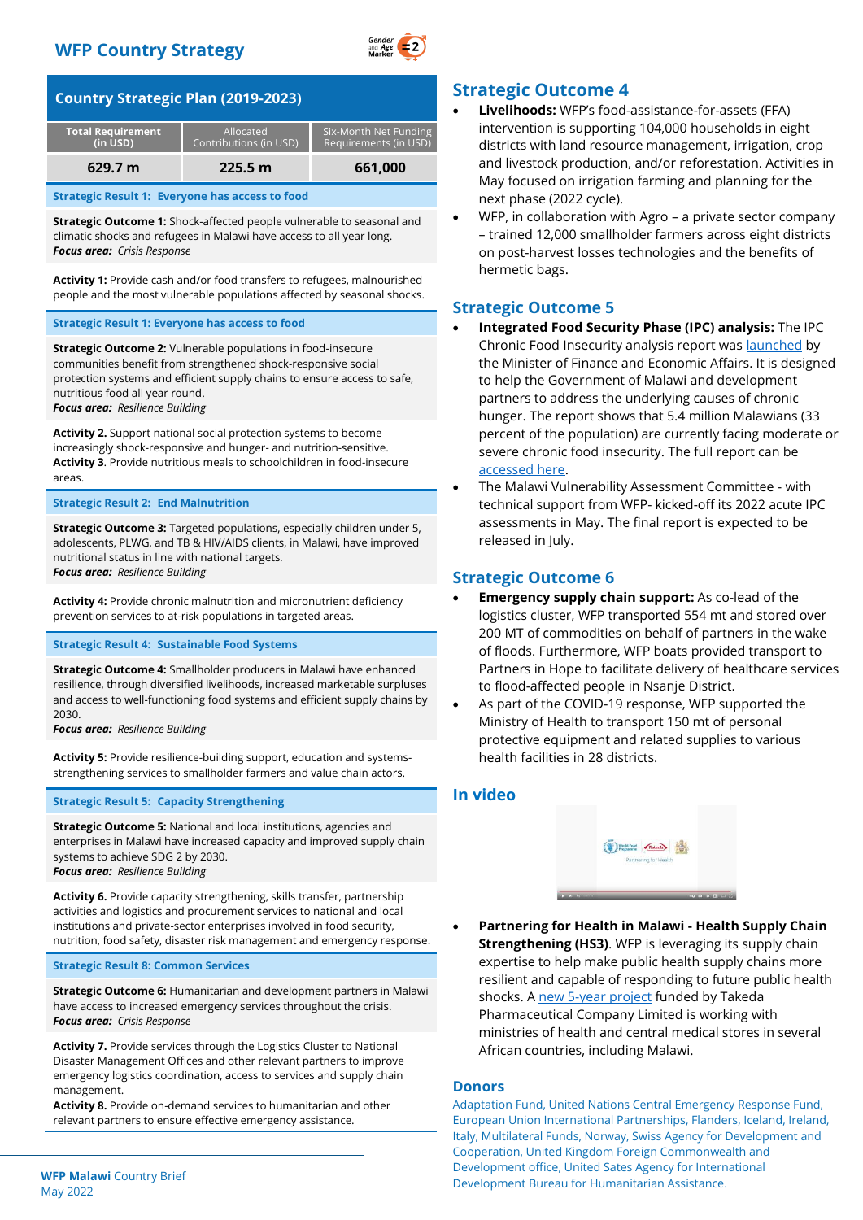## WFP Country Strategy

Gender and Age Marker 2

### Country Strategic Plan (2019-2023)

| Total Requirement (in USD) | Allocated Contributions (in USD) | Six-Month Net Funding Requirements (in USD) |
|---|---|---|
| 629.7 m | 225.5 m | 661,000 |

**Strategic Result 1: Everyone has access to food**

**Strategic Outcome 1:** Shock-affected people vulnerable to seasonal and climatic shocks and refugees in Malawi have access to all year long.
***Focus area:*** *Crisis Response*

**Activity 1:** Provide cash and/or food transfers to refugees, malnourished people and the most vulnerable populations affected by seasonal shocks.

**Strategic Result 1: Everyone has access to food**

**Strategic Outcome 2:** Vulnerable populations in food-insecure communities benefit from strengthened shock-responsive social protection systems and efficient supply chains to ensure access to safe, nutritious food all year round.
***Focus area:*** *Resilience Building*

**Activity 2.** Support national social protection systems to become increasingly shock-responsive and hunger- and nutrition-sensitive.
**Activity 3**. Provide nutritious meals to schoolchildren in food-insecure areas.

**Strategic Result 2: End Malnutrition**

**Strategic Outcome 3:** Targeted populations, especially children under 5, adolescents, PLWG, and TB & HIV/AIDS clients, in Malawi, have improved nutritional status in line with national targets.
***Focus area:*** *Resilience Building*

**Activity 4:** Provide chronic malnutrition and micronutrient deficiency prevention services to at-risk populations in targeted areas.

**Strategic Result 4: Sustainable Food Systems**

**Strategic Outcome 4:** Smallholder producers in Malawi have enhanced resilience, through diversified livelihoods, increased marketable surpluses and access to well-functioning food systems and efficient supply chains by 2030.
***Focus area:*** *Resilience Building*

**Activity 5:** Provide resilience-building support, education and systems-strengthening services to smallholder farmers and value chain actors.

**Strategic Result 5: Capacity Strengthening**

**Strategic Outcome 5:** National and local institutions, agencies and enterprises in Malawi have increased capacity and improved supply chain systems to achieve SDG 2 by 2030.
***Focus area:*** *Resilience Building*

**Activity 6.** Provide capacity strengthening, skills transfer, partnership activities and logistics and procurement services to national and local institutions and private-sector enterprises involved in food security, nutrition, food safety, disaster risk management and emergency response.

**Strategic Result 8: Common Services**

**Strategic Outcome 6:** Humanitarian and development partners in Malawi have access to increased emergency services throughout the crisis.
***Focus area:*** *Crisis Response*

**Activity 7.** Provide services through the Logistics Cluster to National Disaster Management Offices and other relevant partners to improve emergency logistics coordination, access to services and supply chain management.
**Activity 8.** Provide on-demand services to humanitarian and other relevant partners to ensure effective emergency assistance.

## Strategic Outcome 4

- **Livelihoods:** WFP's food-assistance-for-assets (FFA) intervention is supporting 104,000 households in eight districts with land resource management, irrigation, crop and livestock production, and/or reforestation. Activities in May focused on irrigation farming and planning for the next phase (2022 cycle).
- WFP, in collaboration with Agro – a private sector company – trained 12,000 smallholder farmers across eight districts on post-harvest losses technologies and the benefits of hermetic bags.

## Strategic Outcome 5

- **Integrated Food Security Phase (IPC) analysis:** The IPC Chronic Food Insecurity analysis report was launched by the Minister of Finance and Economic Affairs. It is designed to help the Government of Malawi and development partners to address the underlying causes of chronic hunger. The report shows that 5.4 million Malawians (33 percent of the population) are currently facing moderate or severe chronic food insecurity. The full report can be accessed here.
- The Malawi Vulnerability Assessment Committee - with technical support from WFP- kicked-off its 2022 acute IPC assessments in May. The final report is expected to be released in July.

## Strategic Outcome 6

- **Emergency supply chain support:** As co-lead of the logistics cluster, WFP transported 554 mt and stored over 200 MT of commodities on behalf of partners in the wake of floods. Furthermore, WFP boats provided transport to Partners in Hope to facilitate delivery of healthcare services to flood-affected people in Nsanje District.
- As part of the COVID-19 response, WFP supported the Ministry of Health to transport 150 mt of personal protective equipment and related supplies to various health facilities in 28 districts.

## In video

- **Partnering for Health in Malawi - Health Supply Chain Strengthening (HS3).** WFP is leveraging its supply chain expertise to help make public health supply chains more resilient and capable of responding to future public health shocks. A new 5-year project funded by Takeda Pharmaceutical Company Limited is working with ministries of health and central medical stores in several African countries, including Malawi.

## Donors

Adaptation Fund, United Nations Central Emergency Response Fund, European Union International Partnerships, Flanders, Iceland, Ireland, Italy, Multilateral Funds, Norway, Swiss Agency for Development and Cooperation, United Kingdom Foreign Commonwealth and Development office, United Sates Agency for International Development Bureau for Humanitarian Assistance.